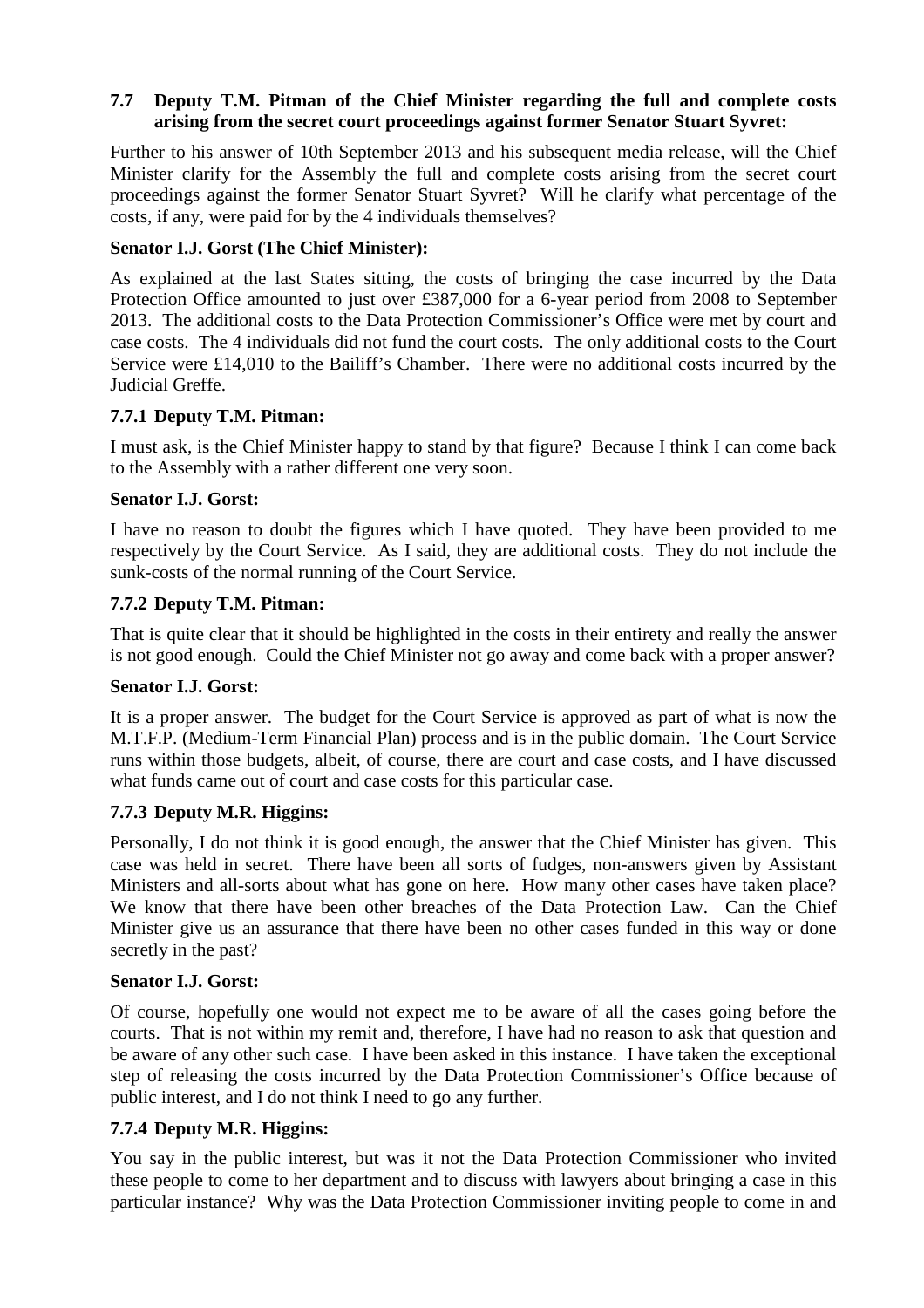### 7.7 Deputy T.M. Pitman of the Chief Minister regarding the full and complete costs arising from the secret court proceedings against former Senator Stuart Syvret:

Further to his answer of 10th September 2013 and his subsequent media release, will the Chief Minister clarify for the Assembly the full and complete costs arising from the secret court proceedings against the former Senator Stuart Syvret? Will he clarify what percentage of the costs, if any, were paid for by the 4 individuals themselves?

**Senator I.J. Gorst (The Chief Minister):**

As explained at the last States sitting, the costs of bringing the case incurred by the Data Protection Office amounted to just over £387,000 for a 6-year period from 2008 to September 2013. The additional costs to the Data Protection Commissioner's Office were met by court and case costs. The 4 individuals did not fund the court costs. The only additional costs to the Court Service were £14,010 to the Bailiff's Chamber. There were no additional costs incurred by the Judicial Greffe.

#### 7.7.1 Deputy T.M. Pitman:

I must ask, is the Chief Minister happy to stand by that figure? Because I think I can come back to the Assembly with a rather different one very soon.

**Senator I.J. Gorst:**

I have no reason to doubt the figures which I have quoted. They have been provided to me respectively by the Court Service. As I said, they are additional costs. They do not include the sunk-costs of the normal running of the Court Service.

#### 7.7.2 Deputy T.M. Pitman:

That is quite clear that it should be highlighted in the costs in their entirety and really the answer is not good enough. Could the Chief Minister not go away and come back with a proper answer?

**Senator I.J. Gorst:**

It is a proper answer. The budget for the Court Service is approved as part of what is now the M.T.F.P. (Medium-Term Financial Plan) process and is in the public domain. The Court Service runs within those budgets, albeit, of course, there are court and case costs, and I have discussed what funds came out of court and case costs for this particular case.

#### 7.7.3 Deputy M.R. Higgins:

Personally, I do not think it is good enough, the answer that the Chief Minister has given. This case was held in secret. There have been all sorts of fudges, non-answers given by Assistant Ministers and all-sorts about what has gone on here. How many other cases have taken place? We know that there have been other breaches of the Data Protection Law. Can the Chief Minister give us an assurance that there have been no other cases funded in this way or done secretly in the past?

**Senator I.J. Gorst:**

Of course, hopefully one would not expect me to be aware of all the cases going before the courts. That is not within my remit and, therefore, I have had no reason to ask that question and be aware of any other such case. I have been asked in this instance. I have taken the exceptional step of releasing the costs incurred by the Data Protection Commissioner's Office because of public interest, and I do not think I need to go any further.

#### 7.7.4 Deputy M.R. Higgins:

You say in the public interest, but was it not the Data Protection Commissioner who invited these people to come to her department and to discuss with lawyers about bringing a case in this particular instance? Why was the Data Protection Commissioner inviting people to come in and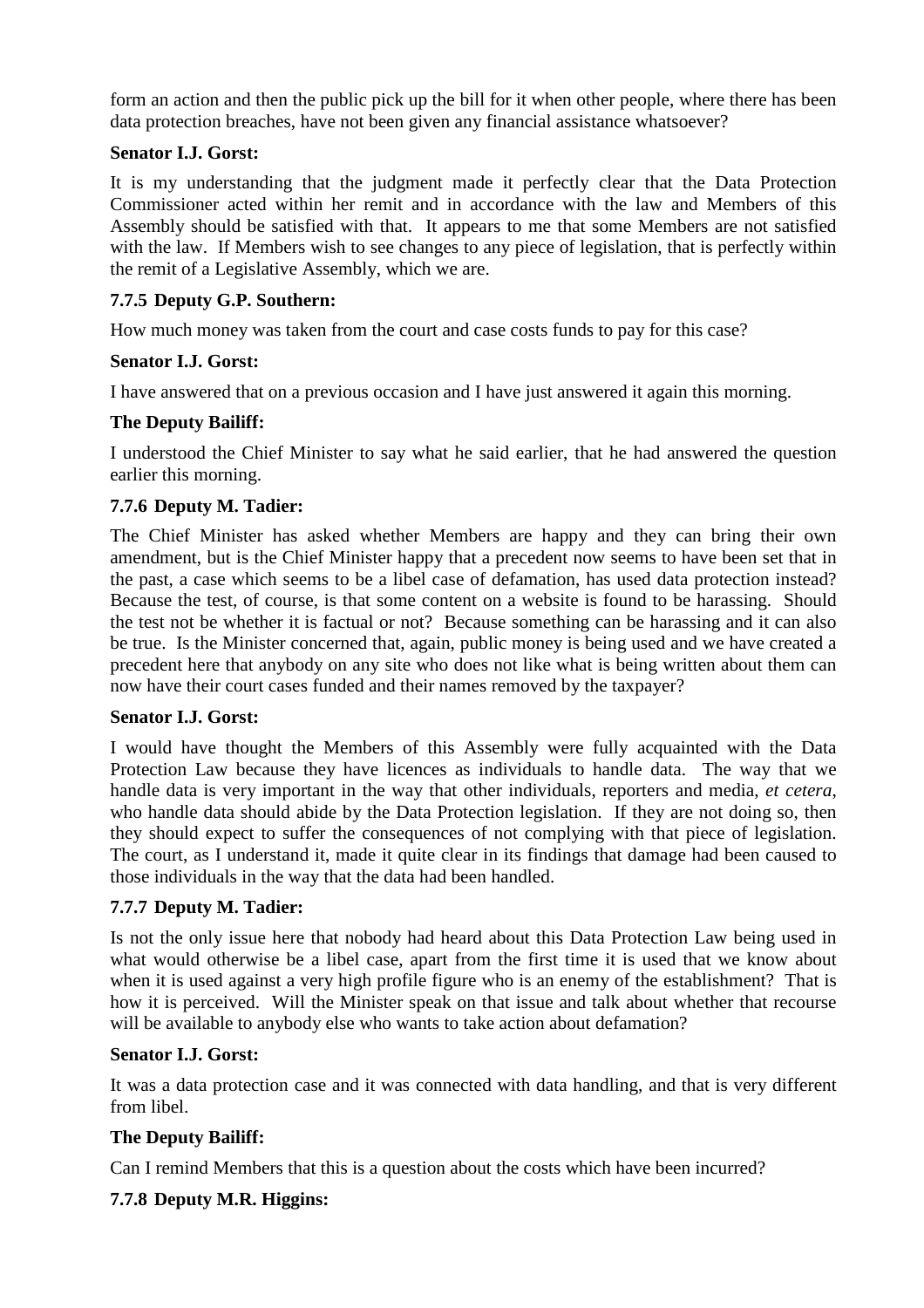form an action and then the public pick up the bill for it when other people, where there has been data protection breaches, have not been given any financial assistance whatsoever?

**Senator I.J. Gorst:**

It is my understanding that the judgment made it perfectly clear that the Data Protection Commissioner acted within her remit and in accordance with the law and Members of this Assembly should be satisfied with that. It appears to me that some Members are not satisfied with the law. If Members wish to see changes to any piece of legislation, that is perfectly within the remit of a Legislative Assembly, which we are.

### 7.7.5 Deputy G.P. Southern:

How much money was taken from the court and case costs funds to pay for this case?

**Senator I.J. Gorst:**

I have answered that on a previous occasion and I have just answered it again this morning.

**The Deputy Bailiff:**

I understood the Chief Minister to say what he said earlier, that he had answered the question earlier this morning.

### 7.7.6 Deputy M. Tadier:

The Chief Minister has asked whether Members are happy and they can bring their own amendment, but is the Chief Minister happy that a precedent now seems to have been set that in the past, a case which seems to be a libel case of defamation, has used data protection instead? Because the test, of course, is that some content on a website is found to be harassing. Should the test not be whether it is factual or not? Because something can be harassing and it can also be true. Is the Minister concerned that, again, public money is being used and we have created a precedent here that anybody on any site who does not like what is being written about them can now have their court cases funded and their names removed by the taxpayer?

**Senator I.J. Gorst:**

I would have thought the Members of this Assembly were fully acquainted with the Data Protection Law because they have licences as individuals to handle data. The way that we handle data is very important in the way that other individuals, reporters and media, *et cetera*, who handle data should abide by the Data Protection legislation. If they are not doing so, then they should expect to suffer the consequences of not complying with that piece of legislation. The court, as I understand it, made it quite clear in its findings that damage had been caused to those individuals in the way that the data had been handled.

### 7.7.7 Deputy M. Tadier:

Is not the only issue here that nobody had heard about this Data Protection Law being used in what would otherwise be a libel case, apart from the first time it is used that we know about when it is used against a very high profile figure who is an enemy of the establishment? That is how it is perceived. Will the Minister speak on that issue and talk about whether that recourse will be available to anybody else who wants to take action about defamation?

**Senator I.J. Gorst:**

It was a data protection case and it was connected with data handling, and that is very different from libel.

**The Deputy Bailiff:**

Can I remind Members that this is a question about the costs which have been incurred?

### 7.7.8 Deputy M.R. Higgins: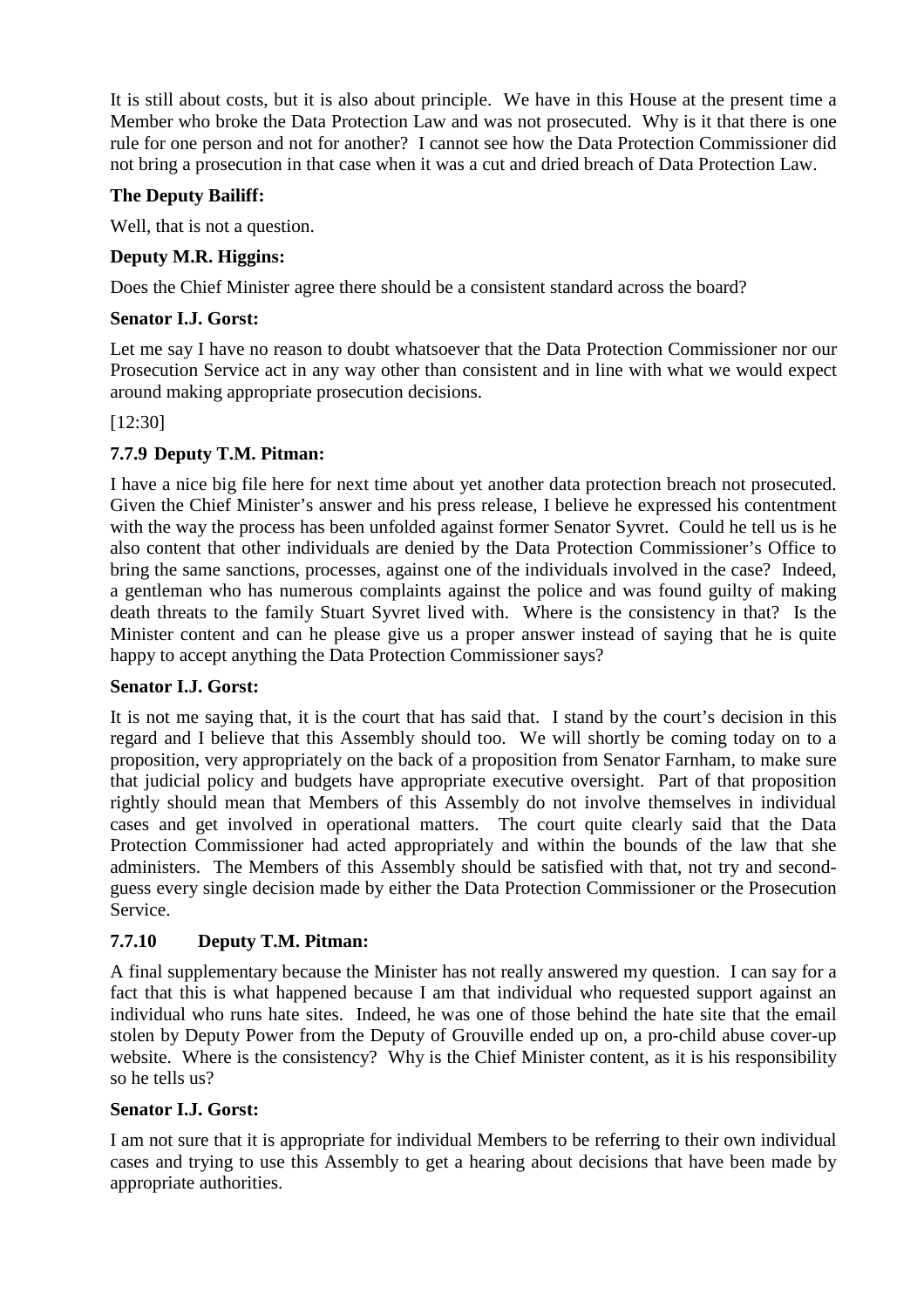It is still about costs, but it is also about principle. We have in this House at the present time a Member who broke the Data Protection Law and was not prosecuted. Why is it that there is one rule for one person and not for another? I cannot see how the Data Protection Commissioner did not bring a prosecution in that case when it was a cut and dried breach of Data Protection Law.

**The Deputy Bailiff:**

Well, that is not a question.

**Deputy M.R. Higgins:**

Does the Chief Minister agree there should be a consistent standard across the board?

**Senator I.J. Gorst:**

Let me say I have no reason to doubt whatsoever that the Data Protection Commissioner nor our Prosecution Service act in any way other than consistent and in line with what we would expect around making appropriate prosecution decisions.

[12:30]

**7.7.9 Deputy T.M. Pitman:**

I have a nice big file here for next time about yet another data protection breach not prosecuted. Given the Chief Minister's answer and his press release, I believe he expressed his contentment with the way the process has been unfolded against former Senator Syvret. Could he tell us is he also content that other individuals are denied by the Data Protection Commissioner's Office to bring the same sanctions, processes, against one of the individuals involved in the case? Indeed, a gentleman who has numerous complaints against the police and was found guilty of making death threats to the family Stuart Syvret lived with. Where is the consistency in that? Is the Minister content and can he please give us a proper answer instead of saying that he is quite happy to accept anything the Data Protection Commissioner says?

**Senator I.J. Gorst:**

It is not me saying that, it is the court that has said that. I stand by the court's decision in this regard and I believe that this Assembly should too. We will shortly be coming today on to a proposition, very appropriately on the back of a proposition from Senator Farnham, to make sure that judicial policy and budgets have appropriate executive oversight. Part of that proposition rightly should mean that Members of this Assembly do not involve themselves in individual cases and get involved in operational matters. The court quite clearly said that the Data Protection Commissioner had acted appropriately and within the bounds of the law that she administers. The Members of this Assembly should be satisfied with that, not try and second-guess every single decision made by either the Data Protection Commissioner or the Prosecution Service.

**7.7.10 Deputy T.M. Pitman:**

A final supplementary because the Minister has not really answered my question. I can say for a fact that this is what happened because I am that individual who requested support against an individual who runs hate sites. Indeed, he was one of those behind the hate site that the email stolen by Deputy Power from the Deputy of Grouville ended up on, a pro-child abuse cover-up website. Where is the consistency? Why is the Chief Minister content, as it is his responsibility so he tells us?

**Senator I.J. Gorst:**

I am not sure that it is appropriate for individual Members to be referring to their own individual cases and trying to use this Assembly to get a hearing about decisions that have been made by appropriate authorities.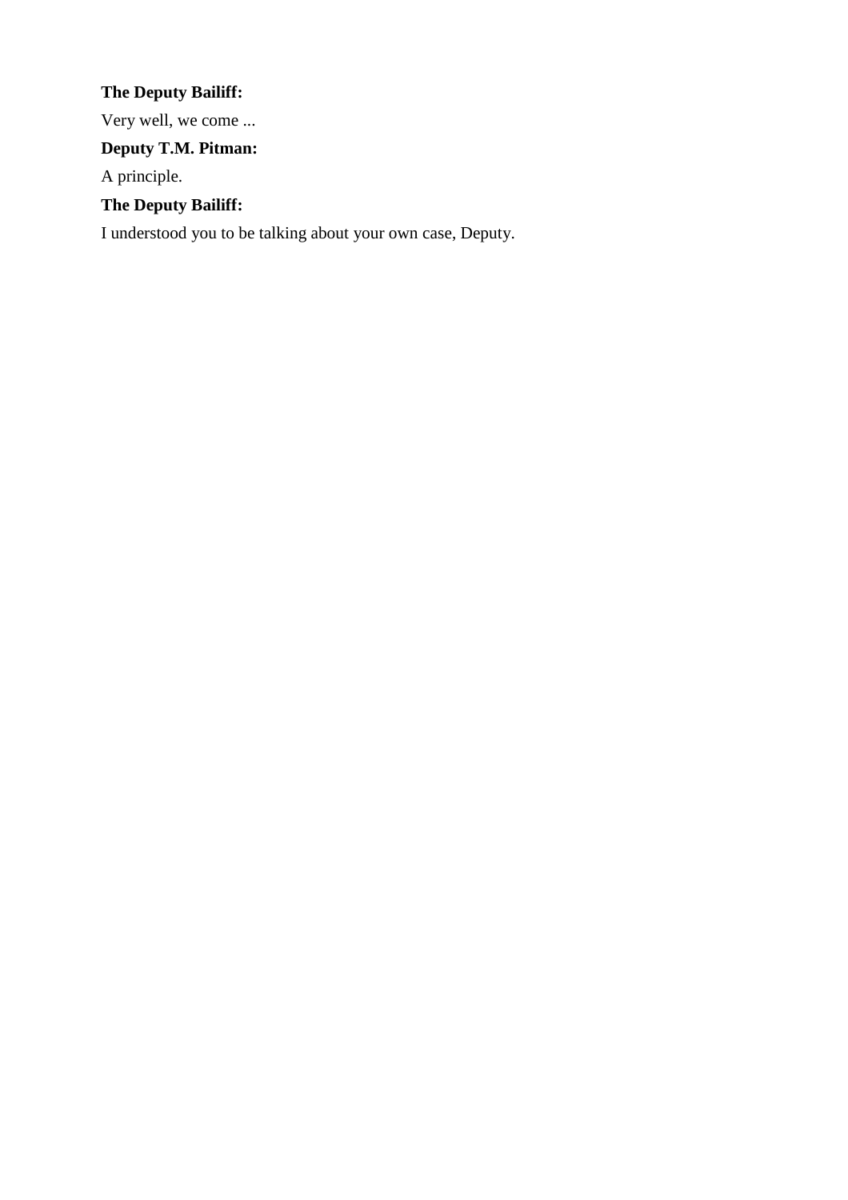**The Deputy Bailiff:**

Very well, we come ...

**Deputy T.M. Pitman:**

A principle.

**The Deputy Bailiff:**

I understood you to be talking about your own case, Deputy.